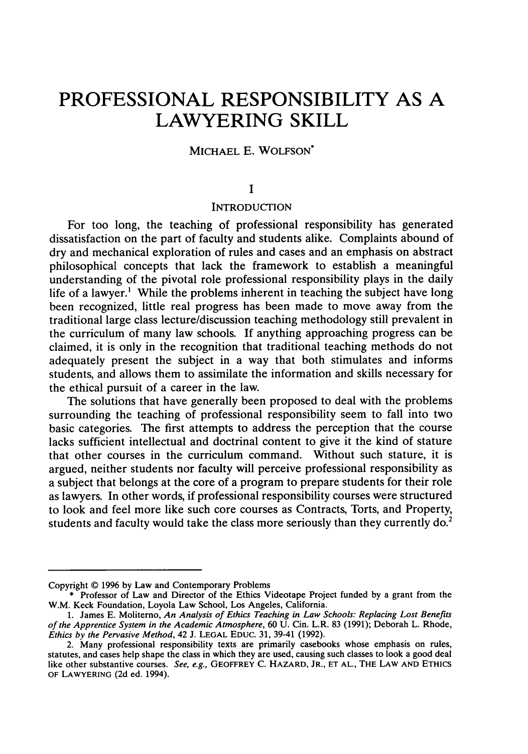# PROFESSIONAL RESPONSIBILITY AS A LAWYERING SKILL

MICHAEL E. WOLFSON*

## I

## INTRODUCTION

For too long, the teaching of professional responsibility has generated dissatisfaction on the part of faculty and students alike. Complaints abound of dry and mechanical exploration of rules and cases and an emphasis on abstract philosophical concepts that lack the framework to establish a meaningful understanding of the pivotal role professional responsibility plays in the daily life of a lawyer.[1] While the problems inherent in teaching the subject have long been recognized, little real progress has been made to move away from the traditional large class lecture/discussion teaching methodology still prevalent in the curriculum of many law schools. If anything approaching progress can be claimed, it is only in the recognition that traditional teaching methods do not adequately present the subject in a way that both stimulates and informs students, and allows them to assimilate the information and skills necessary for the ethical pursuit of a career in the law.

The solutions that have generally been proposed to deal with the problems surrounding the teaching of professional responsibility seem to fall into two basic categories. The first attempts to address the perception that the course lacks sufficient intellectual and doctrinal content to give it the kind of stature that other courses in the curriculum command. Without such stature, it is argued, neither students nor faculty will perceive professional responsibility as a subject that belongs at the core of a program to prepare students for their role as lawyers. In other words, if professional responsibility courses were structured to look and feel more like such core courses as Contracts, Torts, and Property, students and faculty would take the class more seriously than they currently do.[2]

---

Copyright © 1996 by Law and Contemporary Problems

\* Professor of Law and Director of the Ethics Videotape Project funded by a grant from the W.M. Keck Foundation, Loyola Law School, Los Angeles, California.

1. James E. Moliterno, *An Analysis of Ethics Teaching in Law Schools: Replacing Lost Benefits of the Apprentice System in the Academic Atmosphere*, 60 U. Cin. L.R. 83 (1991); Deborah L. Rhode, *Ethics by the Pervasive Method*, 42 J. LEGAL EDUC. 31, 39-41 (1992).

2. Many professional responsibility texts are primarily casebooks whose emphasis on rules, statutes, and cases help shape the class in which they are used, causing such classes to look a good deal like other substantive courses. *See, e.g.*, GEOFFREY C. HAZARD, JR., ET AL., THE LAW AND ETHICS OF LAWYERING (2d ed. 1994).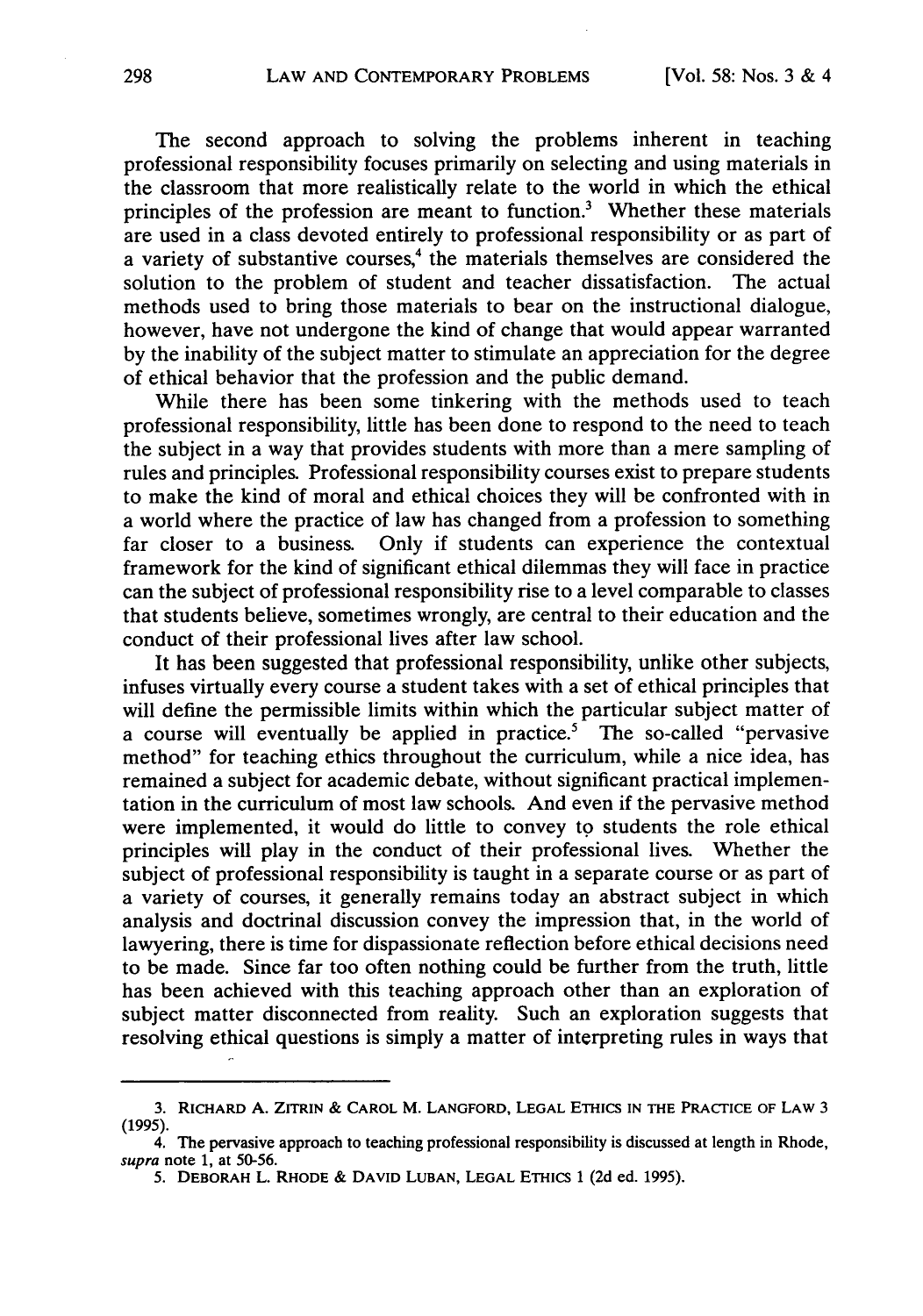The second approach to solving the problems inherent in teaching professional responsibility focuses primarily on selecting and using materials in the classroom that more realistically relate to the world in which the ethical principles of the profession are meant to function.[3] Whether these materials are used in a class devoted entirely to professional responsibility or as part of a variety of substantive courses,[4] the materials themselves are considered the solution to the problem of student and teacher dissatisfaction. The actual methods used to bring those materials to bear on the instructional dialogue, however, have not undergone the kind of change that would appear warranted by the inability of the subject matter to stimulate an appreciation for the degree of ethical behavior that the profession and the public demand.

While there has been some tinkering with the methods used to teach professional responsibility, little has been done to respond to the need to teach the subject in a way that provides students with more than a mere sampling of rules and principles. Professional responsibility courses exist to prepare students to make the kind of moral and ethical choices they will be confronted with in a world where the practice of law has changed from a profession to something far closer to a business. Only if students can experience the contextual framework for the kind of significant ethical dilemmas they will face in practice can the subject of professional responsibility rise to a level comparable to classes that students believe, sometimes wrongly, are central to their education and the conduct of their professional lives after law school.

It has been suggested that professional responsibility, unlike other subjects, infuses virtually every course a student takes with a set of ethical principles that will define the permissible limits within which the particular subject matter of a course will eventually be applied in practice.[5] The so-called "pervasive method" for teaching ethics throughout the curriculum, while a nice idea, has remained a subject for academic debate, without significant practical implementation in the curriculum of most law schools. And even if the pervasive method were implemented, it would do little to convey to students the role ethical principles will play in the conduct of their professional lives. Whether the subject of professional responsibility is taught in a separate course or as part of a variety of courses, it generally remains today an abstract subject in which analysis and doctrinal discussion convey the impression that, in the world of lawyering, there is time for dispassionate reflection before ethical decisions need to be made. Since far too often nothing could be further from the truth, little has been achieved with this teaching approach other than an exploration of subject matter disconnected from reality. Such an exploration suggests that resolving ethical questions is simply a matter of interpreting rules in ways that

---

3. RICHARD A. ZITRIN & CAROL M. LANGFORD, LEGAL ETHICS IN THE PRACTICE OF LAW 3 (1995).

4. The pervasive approach to teaching professional responsibility is discussed at length in Rhode, *supra* note 1, at 50-56.

5. DEBORAH L. RHODE & DAVID LUBAN, LEGAL ETHICS 1 (2d ed. 1995).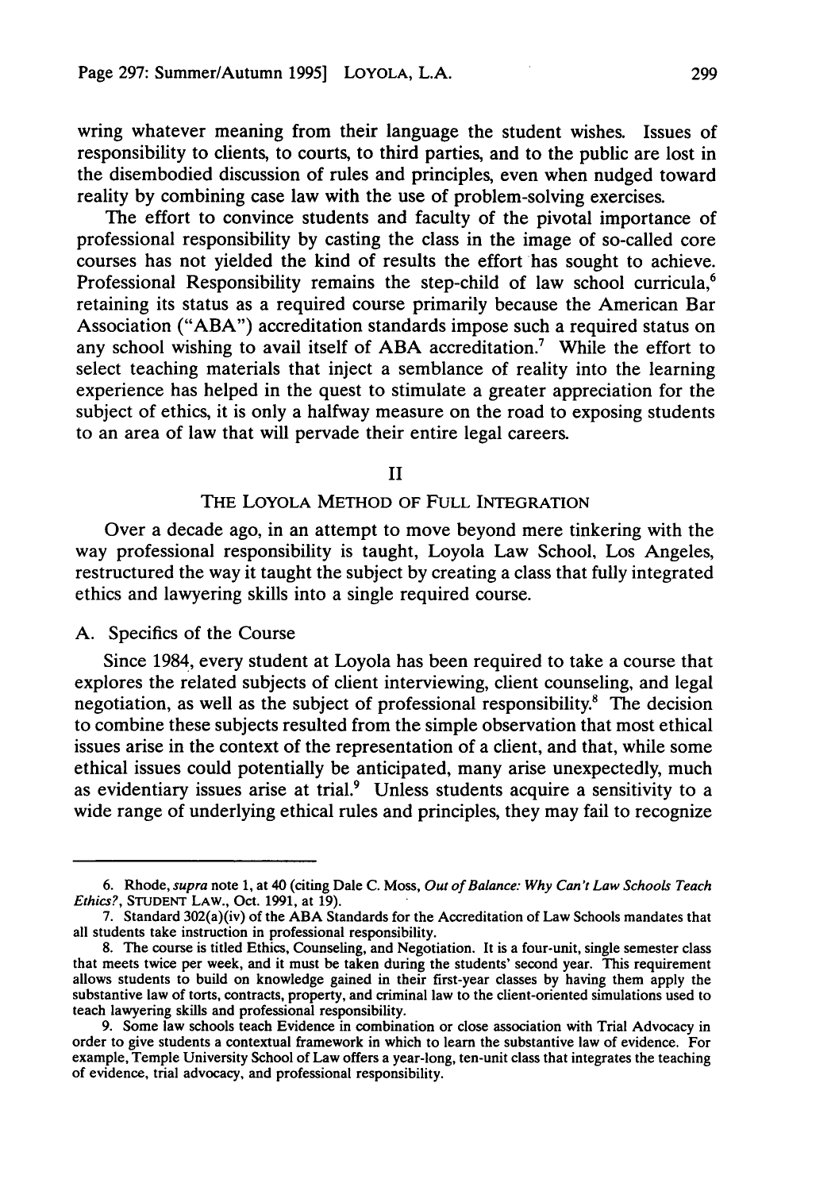wring whatever meaning from their language the student wishes. Issues of responsibility to clients, to courts, to third parties, and to the public are lost in the disembodied discussion of rules and principles, even when nudged toward reality by combining case law with the use of problem-solving exercises.

The effort to convince students and faculty of the pivotal importance of professional responsibility by casting the class in the image of so-called core courses has not yielded the kind of results the effort has sought to achieve. Professional Responsibility remains the step-child of law school curricula,[6] retaining its status as a required course primarily because the American Bar Association ("ABA") accreditation standards impose such a required status on any school wishing to avail itself of ABA accreditation.[7] While the effort to select teaching materials that inject a semblance of reality into the learning experience has helped in the quest to stimulate a greater appreciation for the subject of ethics, it is only a halfway measure on the road to exposing students to an area of law that will pervade their entire legal careers.

## II

## THE LOYOLA METHOD OF FULL INTEGRATION

Over a decade ago, in an attempt to move beyond mere tinkering with the way professional responsibility is taught, Loyola Law School, Los Angeles, restructured the way it taught the subject by creating a class that fully integrated ethics and lawyering skills into a single required course.

### A. Specifics of the Course

Since 1984, every student at Loyola has been required to take a course that explores the related subjects of client interviewing, client counseling, and legal negotiation, as well as the subject of professional responsibility.[8] The decision to combine these subjects resulted from the simple observation that most ethical issues arise in the context of the representation of a client, and that, while some ethical issues could potentially be anticipated, many arise unexpectedly, much as evidentiary issues arise at trial.[9] Unless students acquire a sensitivity to a wide range of underlying ethical rules and principles, they may fail to recognize

---

6. Rhode, *supra* note 1, at 40 (citing Dale C. Moss, *Out of Balance: Why Can't Law Schools Teach Ethics?*, STUDENT LAW., Oct. 1991, at 19).

7. Standard 302(a)(iv) of the ABA Standards for the Accreditation of Law Schools mandates that all students take instruction in professional responsibility.

8. The course is titled Ethics, Counseling, and Negotiation. It is a four-unit, single semester class that meets twice per week, and it must be taken during the students' second year. This requirement allows students to build on knowledge gained in their first-year classes by having them apply the substantive law of torts, contracts, property, and criminal law to the client-oriented simulations used to teach lawyering skills and professional responsibility.

9. Some law schools teach Evidence in combination or close association with Trial Advocacy in order to give students a contextual framework in which to learn the substantive law of evidence. For example, Temple University School of Law offers a year-long, ten-unit class that integrates the teaching of evidence, trial advocacy, and professional responsibility.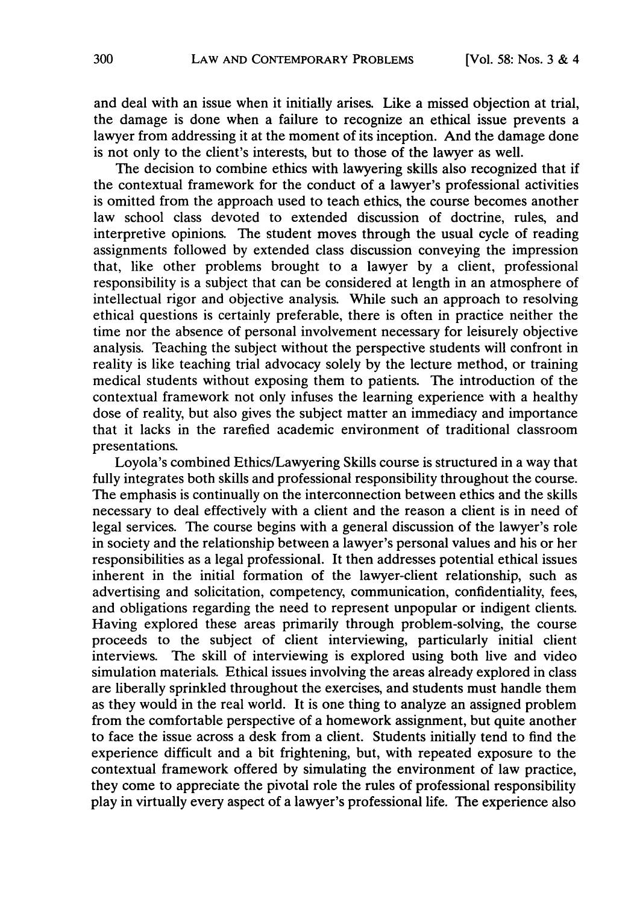and deal with an issue when it initially arises. Like a missed objection at trial, the damage is done when a failure to recognize an ethical issue prevents a lawyer from addressing it at the moment of its inception. And the damage done is not only to the client's interests, but to those of the lawyer as well.

The decision to combine ethics with lawyering skills also recognized that if the contextual framework for the conduct of a lawyer's professional activities is omitted from the approach used to teach ethics, the course becomes another law school class devoted to extended discussion of doctrine, rules, and interpretive opinions. The student moves through the usual cycle of reading assignments followed by extended class discussion conveying the impression that, like other problems brought to a lawyer by a client, professional responsibility is a subject that can be considered at length in an atmosphere of intellectual rigor and objective analysis. While such an approach to resolving ethical questions is certainly preferable, there is often in practice neither the time nor the absence of personal involvement necessary for leisurely objective analysis. Teaching the subject without the perspective students will confront in reality is like teaching trial advocacy solely by the lecture method, or training medical students without exposing them to patients. The introduction of the contextual framework not only infuses the learning experience with a healthy dose of reality, but also gives the subject matter an immediacy and importance that it lacks in the rarefied academic environment of traditional classroom presentations.

Loyola's combined Ethics/Lawyering Skills course is structured in a way that fully integrates both skills and professional responsibility throughout the course. The emphasis is continually on the interconnection between ethics and the skills necessary to deal effectively with a client and the reason a client is in need of legal services. The course begins with a general discussion of the lawyer's role in society and the relationship between a lawyer's personal values and his or her responsibilities as a legal professional. It then addresses potential ethical issues inherent in the initial formation of the lawyer-client relationship, such as advertising and solicitation, competency, communication, confidentiality, fees, and obligations regarding the need to represent unpopular or indigent clients. Having explored these areas primarily through problem-solving, the course proceeds to the subject of client interviewing, particularly initial client interviews. The skill of interviewing is explored using both live and video simulation materials. Ethical issues involving the areas already explored in class are liberally sprinkled throughout the exercises, and students must handle them as they would in the real world. It is one thing to analyze an assigned problem from the comfortable perspective of a homework assignment, but quite another to face the issue across a desk from a client. Students initially tend to find the experience difficult and a bit frightening, but, with repeated exposure to the contextual framework offered by simulating the environment of law practice, they come to appreciate the pivotal role the rules of professional responsibility play in virtually every aspect of a lawyer's professional life. The experience also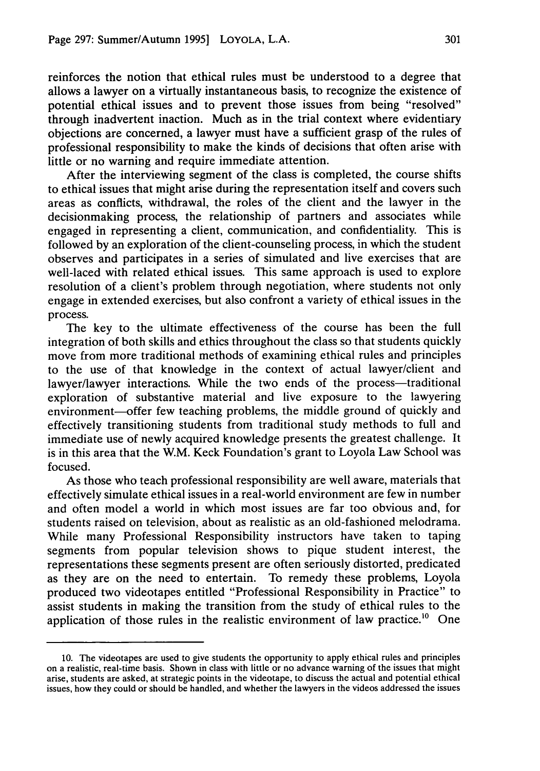reinforces the notion that ethical rules must be understood to a degree that allows a lawyer on a virtually instantaneous basis, to recognize the existence of potential ethical issues and to prevent those issues from being "resolved" through inadvertent inaction. Much as in the trial context where evidentiary objections are concerned, a lawyer must have a sufficient grasp of the rules of professional responsibility to make the kinds of decisions that often arise with little or no warning and require immediate attention.

After the interviewing segment of the class is completed, the course shifts to ethical issues that might arise during the representation itself and covers such areas as conflicts, withdrawal, the roles of the client and the lawyer in the decisionmaking process, the relationship of partners and associates while engaged in representing a client, communication, and confidentiality. This is followed by an exploration of the client-counseling process, in which the student observes and participates in a series of simulated and live exercises that are well-laced with related ethical issues. This same approach is used to explore resolution of a client's problem through negotiation, where students not only engage in extended exercises, but also confront a variety of ethical issues in the process.

The key to the ultimate effectiveness of the course has been the full integration of both skills and ethics throughout the class so that students quickly move from more traditional methods of examining ethical rules and principles to the use of that knowledge in the context of actual lawyer/client and lawyer/lawyer interactions. While the two ends of the process—traditional exploration of substantive material and live exposure to the lawyering environment—offer few teaching problems, the middle ground of quickly and effectively transitioning students from traditional study methods to full and immediate use of newly acquired knowledge presents the greatest challenge. It is in this area that the W.M. Keck Foundation's grant to Loyola Law School was focused.

As those who teach professional responsibility are well aware, materials that effectively simulate ethical issues in a real-world environment are few in number and often model a world in which most issues are far too obvious and, for students raised on television, about as realistic as an old-fashioned melodrama. While many Professional Responsibility instructors have taken to taping segments from popular television shows to pique student interest, the representations these segments present are often seriously distorted, predicated as they are on the need to entertain. To remedy these problems, Loyola produced two videotapes entitled "Professional Responsibility in Practice" to assist students in making the transition from the study of ethical rules to the application of those rules in the realistic environment of law practice.[10] One

---

10. The videotapes are used to give students the opportunity to apply ethical rules and principles on a realistic, real-time basis. Shown in class with little or no advance warning of the issues that might arise, students are asked, at strategic points in the videotape, to discuss the actual and potential ethical issues, how they could or should be handled, and whether the lawyers in the videos addressed the issues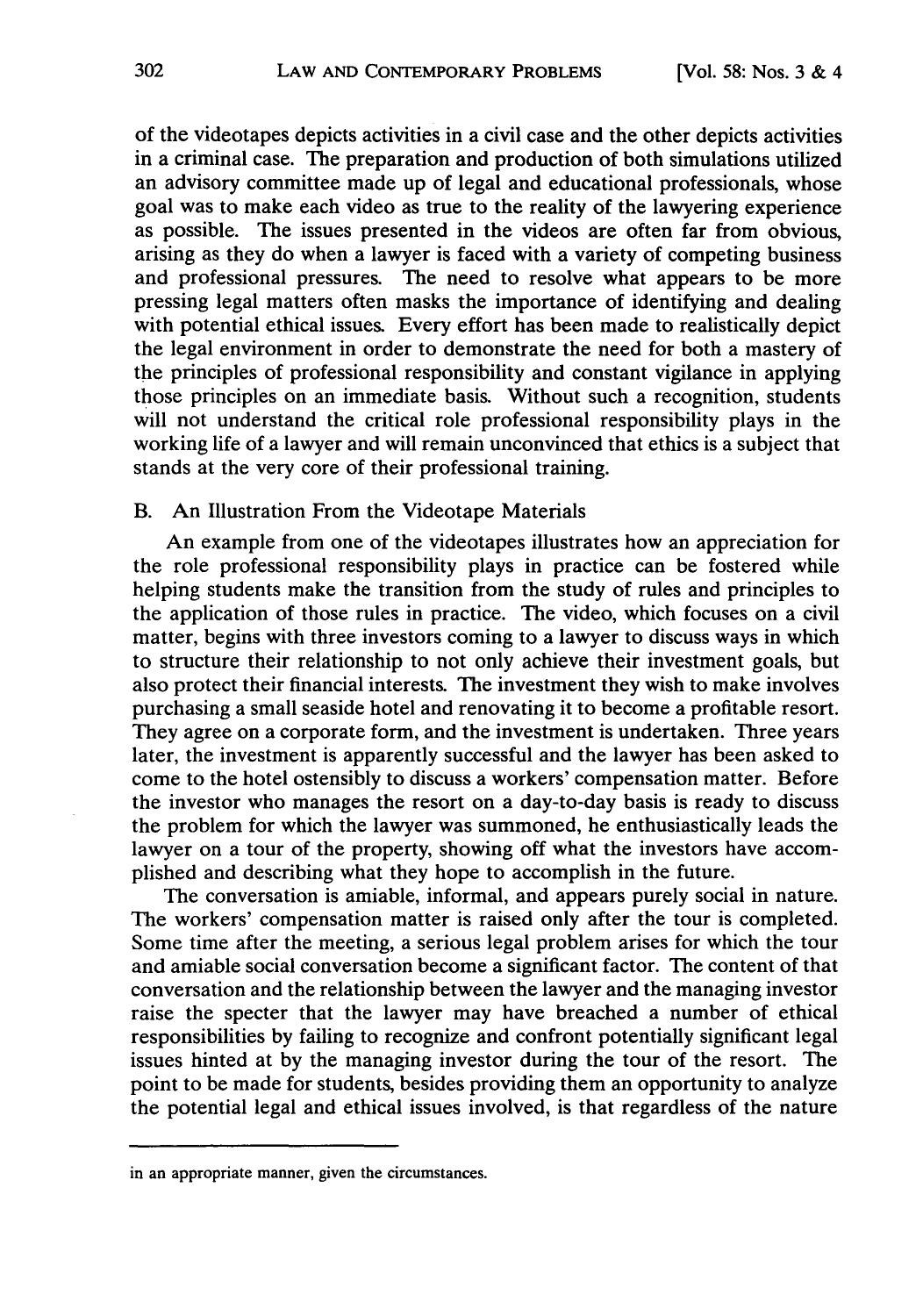of the videotapes depicts activities in a civil case and the other depicts activities in a criminal case. The preparation and production of both simulations utilized an advisory committee made up of legal and educational professionals, whose goal was to make each video as true to the reality of the lawyering experience as possible. The issues presented in the videos are often far from obvious, arising as they do when a lawyer is faced with a variety of competing business and professional pressures. The need to resolve what appears to be more pressing legal matters often masks the importance of identifying and dealing with potential ethical issues. Every effort has been made to realistically depict the legal environment in order to demonstrate the need for both a mastery of the principles of professional responsibility and constant vigilance in applying those principles on an immediate basis. Without such a recognition, students will not understand the critical role professional responsibility plays in the working life of a lawyer and will remain unconvinced that ethics is a subject that stands at the very core of their professional training.

### B. An Illustration From the Videotape Materials

An example from one of the videotapes illustrates how an appreciation for the role professional responsibility plays in practice can be fostered while helping students make the transition from the study of rules and principles to the application of those rules in practice. The video, which focuses on a civil matter, begins with three investors coming to a lawyer to discuss ways in which to structure their relationship to not only achieve their investment goals, but also protect their financial interests. The investment they wish to make involves purchasing a small seaside hotel and renovating it to become a profitable resort. They agree on a corporate form, and the investment is undertaken. Three years later, the investment is apparently successful and the lawyer has been asked to come to the hotel ostensibly to discuss a workers' compensation matter. Before the investor who manages the resort on a day-to-day basis is ready to discuss the problem for which the lawyer was summoned, he enthusiastically leads the lawyer on a tour of the property, showing off what the investors have accomplished and describing what they hope to accomplish in the future.

The conversation is amiable, informal, and appears purely social in nature. The workers' compensation matter is raised only after the tour is completed. Some time after the meeting, a serious legal problem arises for which the tour and amiable social conversation become a significant factor. The content of that conversation and the relationship between the lawyer and the managing investor raise the specter that the lawyer may have breached a number of ethical responsibilities by failing to recognize and confront potentially significant legal issues hinted at by the managing investor during the tour of the resort. The point to be made for students, besides providing them an opportunity to analyze the potential legal and ethical issues involved, is that regardless of the nature

---

in an appropriate manner, given the circumstances.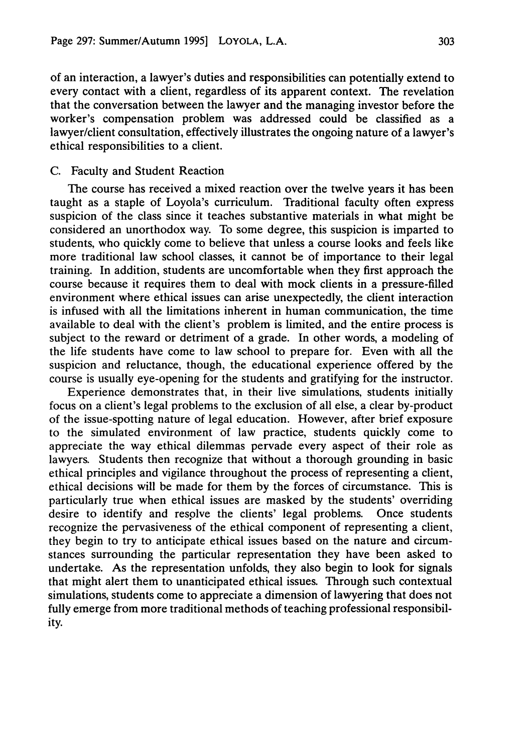of an interaction, a lawyer's duties and responsibilities can potentially extend to every contact with a client, regardless of its apparent context. The revelation that the conversation between the lawyer and the managing investor before the worker's compensation problem was addressed could be classified as a lawyer/client consultation, effectively illustrates the ongoing nature of a lawyer's ethical responsibilities to a client.

### C. Faculty and Student Reaction

The course has received a mixed reaction over the twelve years it has been taught as a staple of Loyola's curriculum. Traditional faculty often express suspicion of the class since it teaches substantive materials in what might be considered an unorthodox way. To some degree, this suspicion is imparted to students, who quickly come to believe that unless a course looks and feels like more traditional law school classes, it cannot be of importance to their legal training. In addition, students are uncomfortable when they first approach the course because it requires them to deal with mock clients in a pressure-filled environment where ethical issues can arise unexpectedly, the client interaction is infused with all the limitations inherent in human communication, the time available to deal with the client's problem is limited, and the entire process is subject to the reward or detriment of a grade. In other words, a modeling of the life students have come to law school to prepare for. Even with all the suspicion and reluctance, though, the educational experience offered by the course is usually eye-opening for the students and gratifying for the instructor.

Experience demonstrates that, in their live simulations, students initially focus on a client's legal problems to the exclusion of all else, a clear by-product of the issue-spotting nature of legal education. However, after brief exposure to the simulated environment of law practice, students quickly come to appreciate the way ethical dilemmas pervade every aspect of their role as lawyers. Students then recognize that without a thorough grounding in basic ethical principles and vigilance throughout the process of representing a client, ethical decisions will be made for them by the forces of circumstance. This is particularly true when ethical issues are masked by the students' overriding desire to identify and resolve the clients' legal problems. Once students recognize the pervasiveness of the ethical component of representing a client, they begin to try to anticipate ethical issues based on the nature and circumstances surrounding the particular representation they have been asked to undertake. As the representation unfolds, they also begin to look for signals that might alert them to unanticipated ethical issues. Through such contextual simulations, students come to appreciate a dimension of lawyering that does not fully emerge from more traditional methods of teaching professional responsibility.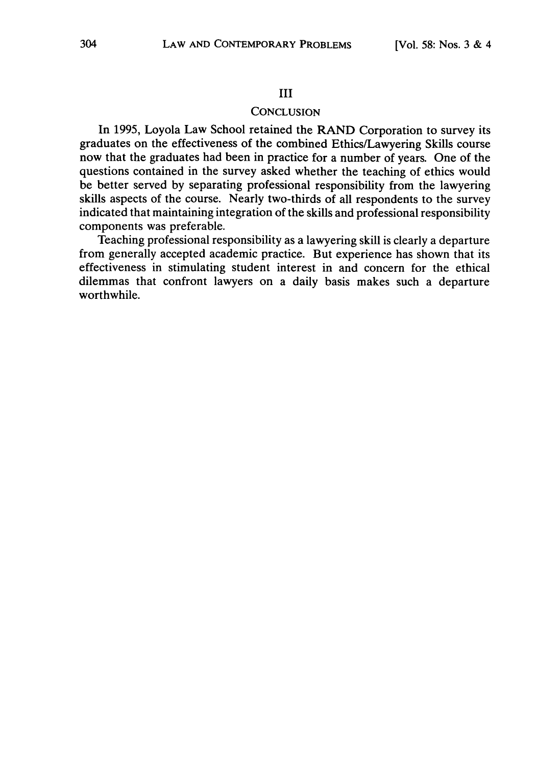## III

## Conclusion

In 1995, Loyola Law School retained the RAND Corporation to survey its graduates on the effectiveness of the combined Ethics/Lawyering Skills course now that the graduates had been in practice for a number of years. One of the questions contained in the survey asked whether the teaching of ethics would be better served by separating professional responsibility from the lawyering skills aspects of the course. Nearly two-thirds of all respondents to the survey indicated that maintaining integration of the skills and professional responsibility components was preferable.

Teaching professional responsibility as a lawyering skill is clearly a departure from generally accepted academic practice. But experience has shown that its effectiveness in stimulating student interest in and concern for the ethical dilemmas that confront lawyers on a daily basis makes such a departure worthwhile.